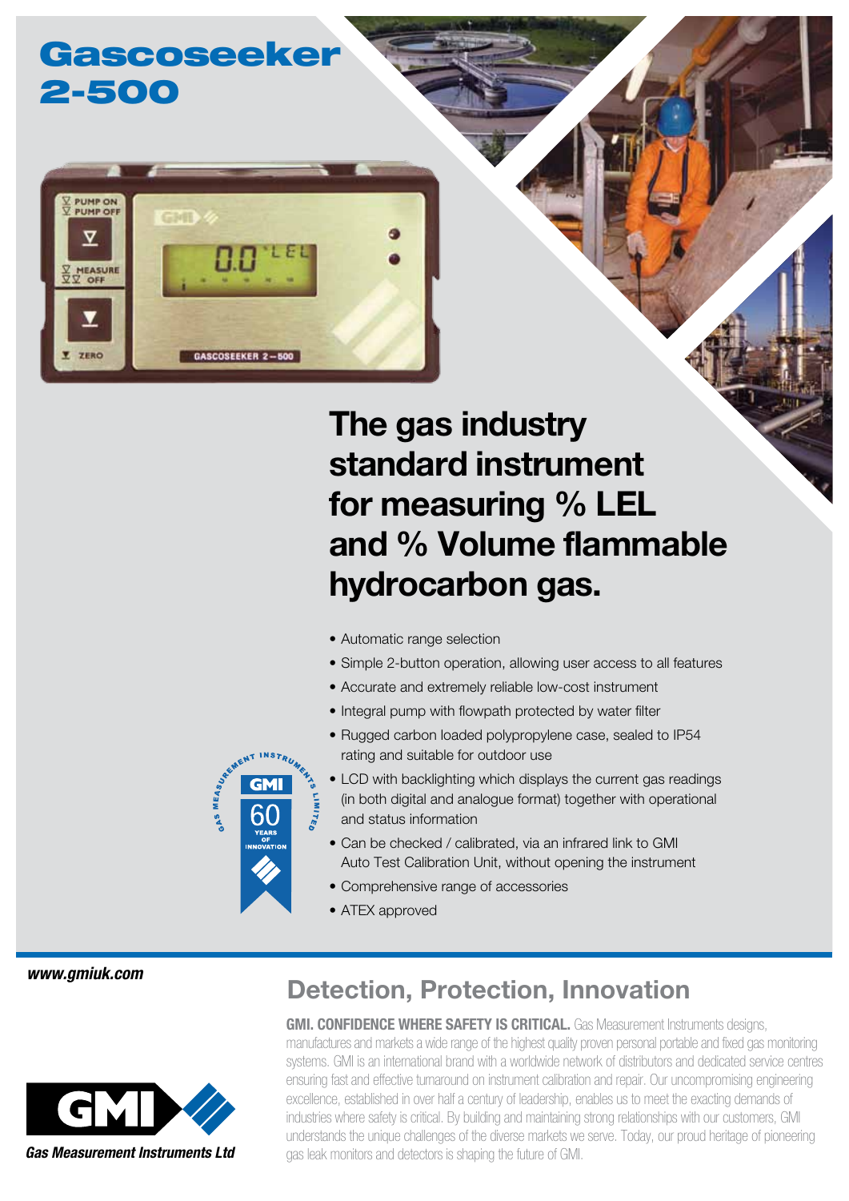# Gascoseeker 2-500

## The gas industry standard instrument for measuring % LEL and % Volume flammable hydrocarbon gas.

- Automatic range selection
- Simple 2-button operation, allowing user access to all features
- Accurate and extremely reliable low-cost instrument
- Integral pump with flowpath protected by water filter
- Rugged carbon loaded polypropylene case, sealed to IP54 rating and suitable for outdoor use
- LCD with backlighting which displays the current gas readings (in both digital and analogue format) together with operational and status information
- Can be checked / calibrated, via an infrared link to GMI Auto Test Calibration Unit, without opening the instrument
- Comprehensive range of accessories
- ATEX approved

***www.gmiuk.com***

## Detection, Protection, Innovation

**GMI. CONFIDENCE WHERE SAFETY IS CRITICAL.** Gas Measurement Instruments designs, manufactures and markets a wide range of the highest quality proven personal portable and fixed gas monitoring systems. GMI is an international brand with a worldwide network of distributors and dedicated service centres ensuring fast and effective turnaround on instrument calibration and repair. Our uncompromising engineering excellence, established in over half a century of leadership, enables us to meet the exacting demands of industries where safety is critical. By building and maintaining strong relationships with our customers, GMI understands the unique challenges of the diverse markets we serve. Today, our proud heritage of pioneering gas leak monitors and detectors is shaping the future of GMI.

***Gas Measurement Instruments Ltd***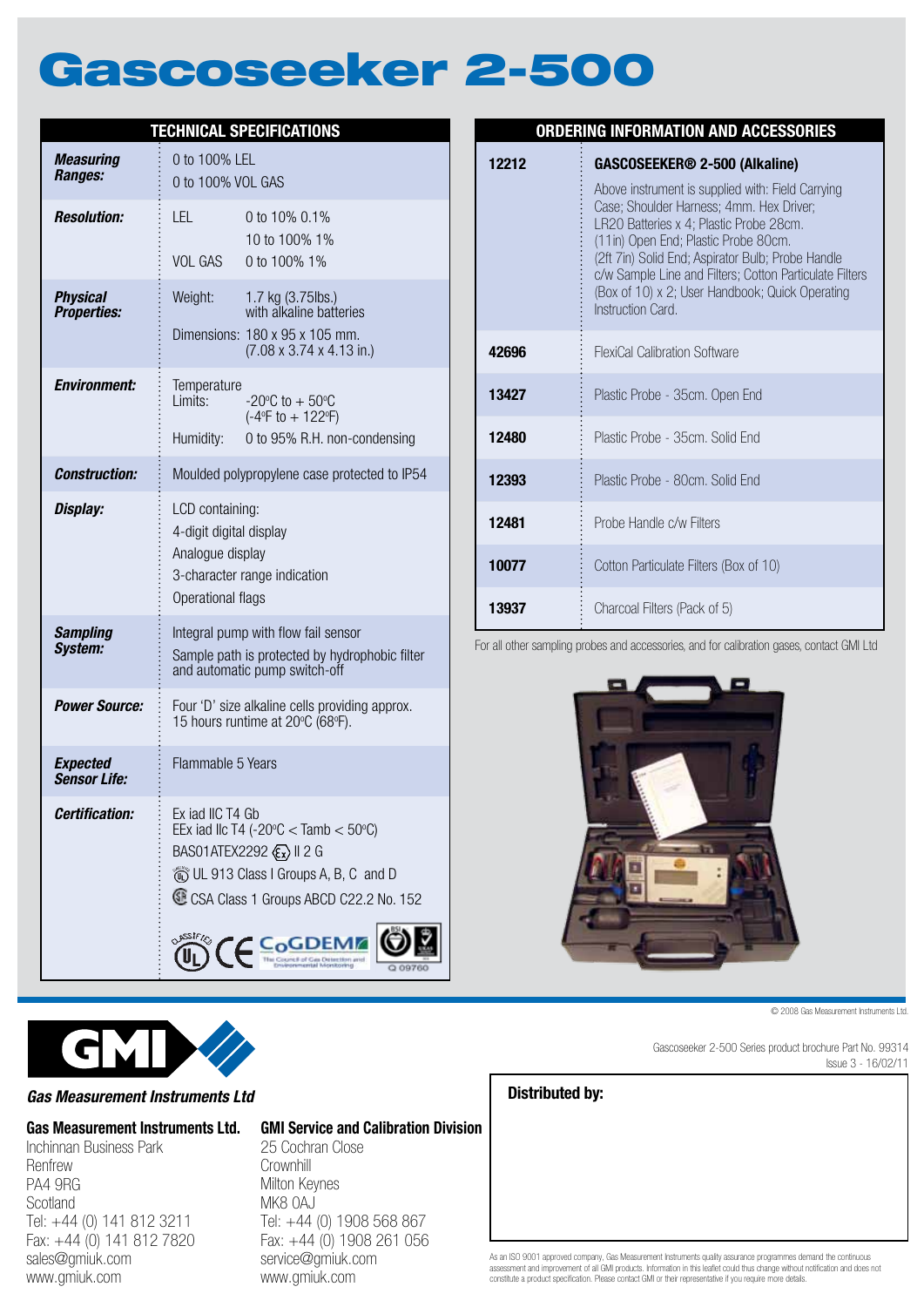# Gascoseeker 2-500

| TECHNICAL SPECIFICATIONS | |
|---|---|
| ***Measuring Ranges:*** | 0 to 100% LEL<br>0 to 100% VOL GAS |
| ***Resolution:*** | LEL 0 to 10% 0.1%<br>10 to 100% 1%<br>VOL GAS 0 to 100% 1% |
| ***Physical Properties:*** | Weight: 1.7 kg (3.75lbs.) with alkaline batteries<br>Dimensions: 180 x 95 x 105 mm. (7.08 x 3.74 x 4.13 in.) |
| ***Environment:*** | Temperature Limits: -20ºC to + 50ºC (-4ºF to + 122ºF)<br>Humidity: 0 to 95% R.H. non-condensing |
| ***Construction:*** | Moulded polypropylene case protected to IP54 |
| ***Display:*** | LCD containing:<br>4-digit digital display<br>Analogue display<br>3-character range indication<br>Operational flags |
| ***Sampling System:*** | Integral pump with flow fail sensor<br>Sample path is protected by hydrophobic filter and automatic pump switch-off |
| ***Power Source:*** | Four 'D' size alkaline cells providing approx. 15 hours runtime at 20ºC (68ºF). |
| ***Expected Sensor Life:*** | Flammable 5 Years |
| ***Certification:*** | Ex iad IIC T4 Gb<br>EEx iad IIc T4 (-20ºC < Tamb < 50ºC)<br>BAS01ATEX2292 Ex II 2 G<br>UL 913 Class I Groups A, B, C and D<br>CSA Class 1 Groups ABCD C22.2 No. 152<br>CLASSIFIED UL, CE, CoGDEM, Q 09760 |

| ORDERING INFORMATION AND ACCESSORIES | |
|---|---|
| **12212** | **GASCOSEEKER® 2-500 (Alkaline)**<br>Above instrument is supplied with: Field Carrying Case; Shoulder Harness; 4mm. Hex Driver; LR20 Batteries x 4; Plastic Probe 28cm. (11in) Open End; Plastic Probe 80cm. (2ft 7in) Solid End; Aspirator Bulb; Probe Handle c/w Sample Line and Filters; Cotton Particulate Filters (Box of 10) x 2; User Handbook; Quick Operating Instruction Card. |
| **42696** | FlexiCal Calibration Software |
| **13427** | Plastic Probe - 35cm. Open End |
| **12480** | Plastic Probe - 35cm. Solid End |
| **12393** | Plastic Probe - 80cm. Solid End |
| **12481** | Probe Handle c/w Filters |
| **10077** | Cotton Particulate Filters (Box of 10) |
| **13937** | Charcoal Filters (Pack of 5) |

For all other sampling probes and accessories, and for calibration gases, contact GMI Ltd

© 2008 Gas Measurement Instruments Ltd.

GMI

*Gas Measurement Instruments Ltd*

**Gas Measurement Instruments Ltd.**
Inchinnan Business Park
Renfrew
PA4 9RG
Scotland
Tel: +44 (0) 141 812 3211
Fax: +44 (0) 141 812 7820
sales@gmiuk.com
www.gmiuk.com

**GMI Service and Calibration Division**
25 Cochran Close
Crownhill
Milton Keynes
MK8 0AJ
Tel: +44 (0) 1908 568 867
Fax: +44 (0) 1908 261 056
service@gmiuk.com
www.gmiuk.com

Gascoseeker 2-500 Series product brochure Part No. 99314
Issue 3 - 16/02/11

**Distributed by:**

As an ISO 9001 approved company, Gas Measurement Instruments quality assurance programmes demand the continuous assessment and improvement of all GMI products. Information in this leaflet could thus change without notification and does not constitute a product specification. Please contact GMI or their representative if you require more details.